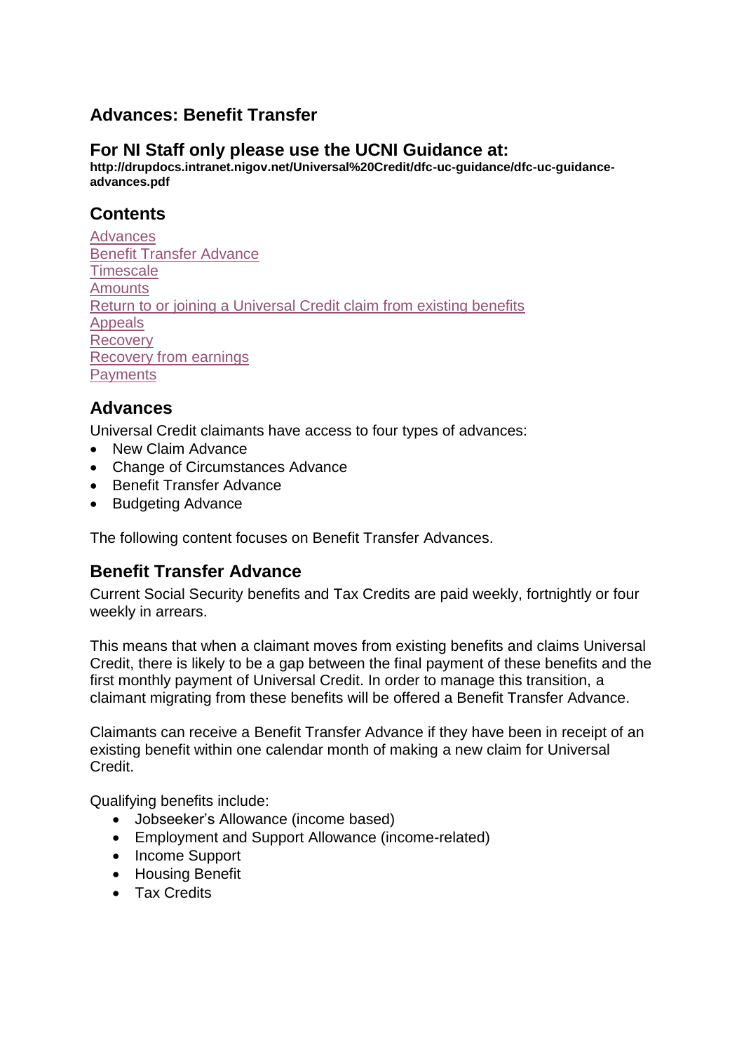## Advances: Benefit Transfer

## For NI Staff only please use the UCNI Guidance at:

**http://drupdocs.intranet.nigov.net/Universal%20Credit/dfc-uc-guidance/dfc-uc-guidance-advances.pdf**

## Contents

[Advances](#advances)
[Benefit Transfer Advance](#benefit-transfer-advance)
[Timescale](#timescale)
[Amounts](#amounts)
[Return to or joining a Universal Credit claim from existing benefits](#return-to-or-joining-a-universal-credit-claim-from-existing-benefits)
[Appeals](#appeals)
[Recovery](#recovery)
[Recovery from earnings](#recovery-from-earnings)
[Payments](#payments)

## Advances

Universal Credit claimants have access to four types of advances:

- New Claim Advance
- Change of Circumstances Advance
- Benefit Transfer Advance
- Budgeting Advance

The following content focuses on Benefit Transfer Advances.

## Benefit Transfer Advance

Current Social Security benefits and Tax Credits are paid weekly, fortnightly or four weekly in arrears.

This means that when a claimant moves from existing benefits and claims Universal Credit, there is likely to be a gap between the final payment of these benefits and the first monthly payment of Universal Credit. In order to manage this transition, a claimant migrating from these benefits will be offered a Benefit Transfer Advance.

Claimants can receive a Benefit Transfer Advance if they have been in receipt of an existing benefit within one calendar month of making a new claim for Universal Credit.

Qualifying benefits include:

- Jobseeker's Allowance (income based)
- Employment and Support Allowance (income-related)
- Income Support
- Housing Benefit
- Tax Credits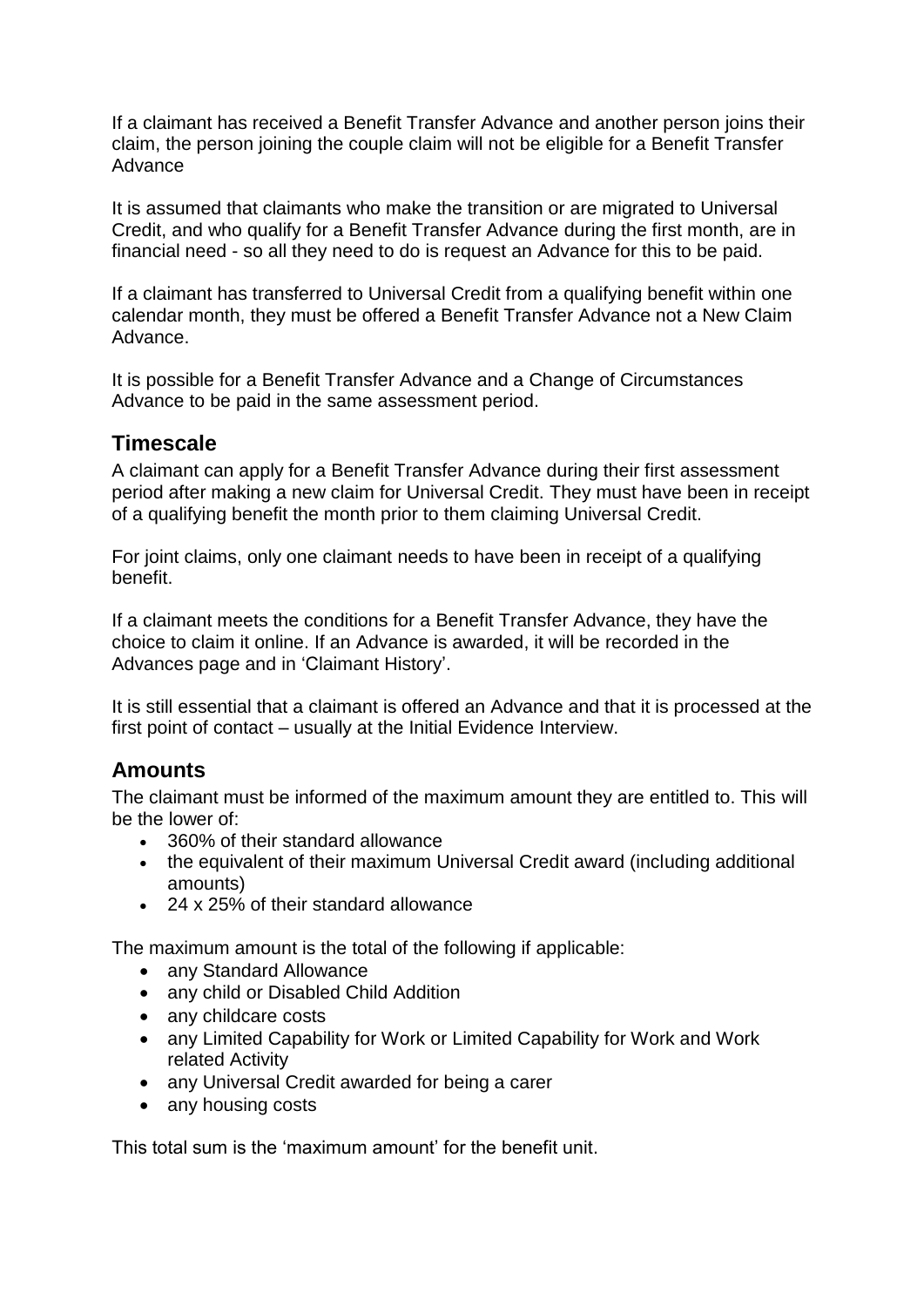If a claimant has received a Benefit Transfer Advance and another person joins their claim, the person joining the couple claim will not be eligible for a Benefit Transfer Advance

It is assumed that claimants who make the transition or are migrated to Universal Credit, and who qualify for a Benefit Transfer Advance during the first month, are in financial need - so all they need to do is request an Advance for this to be paid.

If a claimant has transferred to Universal Credit from a qualifying benefit within one calendar month, they must be offered a Benefit Transfer Advance not a New Claim Advance.

It is possible for a Benefit Transfer Advance and a Change of Circumstances Advance to be paid in the same assessment period.

## Timescale

A claimant can apply for a Benefit Transfer Advance during their first assessment period after making a new claim for Universal Credit. They must have been in receipt of a qualifying benefit the month prior to them claiming Universal Credit.

For joint claims, only one claimant needs to have been in receipt of a qualifying benefit.

If a claimant meets the conditions for a Benefit Transfer Advance, they have the choice to claim it online. If an Advance is awarded, it will be recorded in the Advances page and in 'Claimant History'.

It is still essential that a claimant is offered an Advance and that it is processed at the first point of contact – usually at the Initial Evidence Interview.

## Amounts

The claimant must be informed of the maximum amount they are entitled to. This will be the lower of:

- 360% of their standard allowance
- the equivalent of their maximum Universal Credit award (including additional amounts)
- 24 x 25% of their standard allowance

The maximum amount is the total of the following if applicable:

- any Standard Allowance
- any child or Disabled Child Addition
- any childcare costs
- any Limited Capability for Work or Limited Capability for Work and Work related Activity
- any Universal Credit awarded for being a carer
- any housing costs

This total sum is the 'maximum amount' for the benefit unit.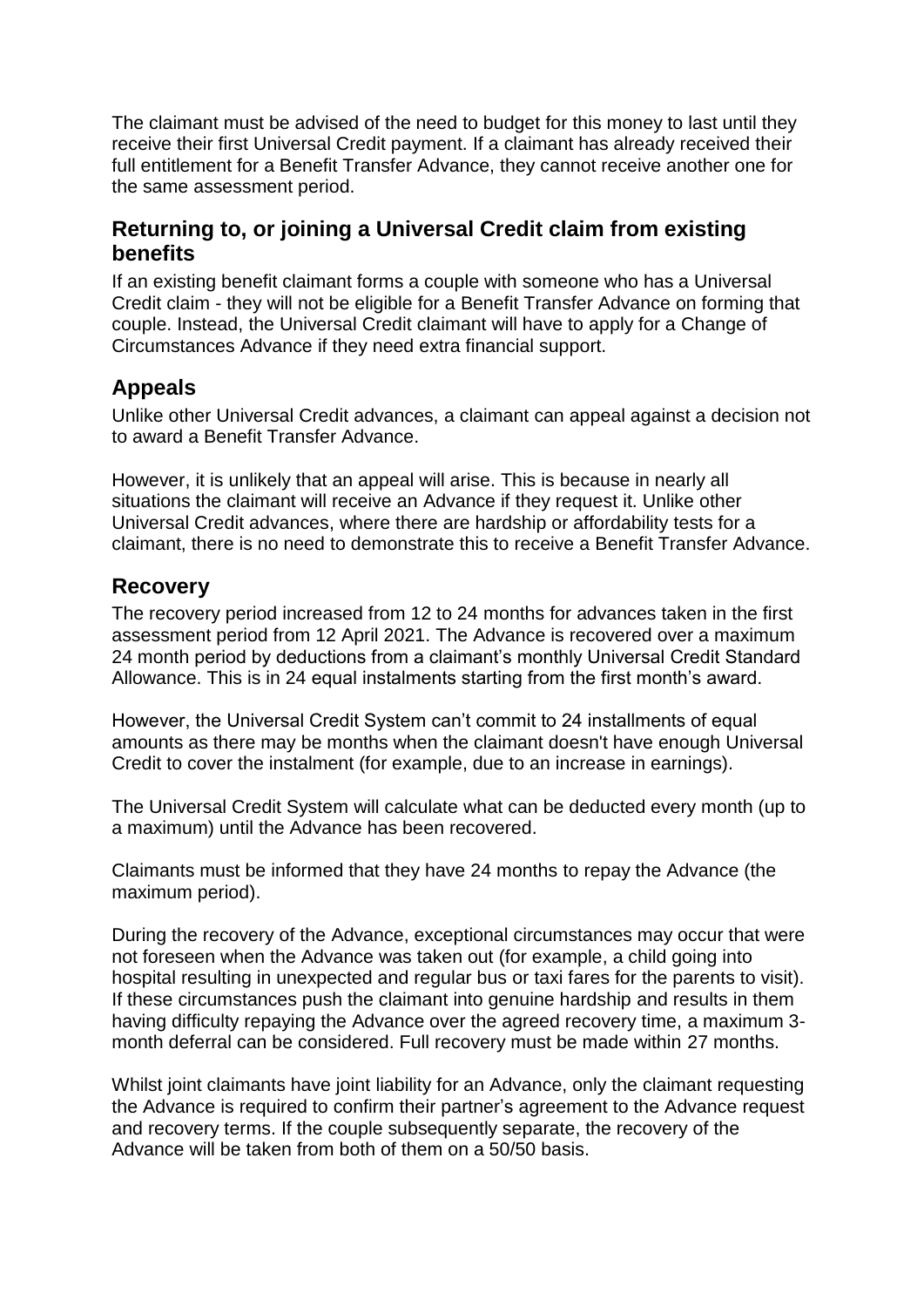The claimant must be advised of the need to budget for this money to last until they receive their first Universal Credit payment. If a claimant has already received their full entitlement for a Benefit Transfer Advance, they cannot receive another one for the same assessment period.

## Returning to, or joining a Universal Credit claim from existing benefits

If an existing benefit claimant forms a couple with someone who has a Universal Credit claim - they will not be eligible for a Benefit Transfer Advance on forming that couple. Instead, the Universal Credit claimant will have to apply for a Change of Circumstances Advance if they need extra financial support.

## Appeals

Unlike other Universal Credit advances, a claimant can appeal against a decision not to award a Benefit Transfer Advance.

However, it is unlikely that an appeal will arise. This is because in nearly all situations the claimant will receive an Advance if they request it. Unlike other Universal Credit advances, where there are hardship or affordability tests for a claimant, there is no need to demonstrate this to receive a Benefit Transfer Advance.

## Recovery

The recovery period increased from 12 to 24 months for advances taken in the first assessment period from 12 April 2021. The Advance is recovered over a maximum 24 month period by deductions from a claimant's monthly Universal Credit Standard Allowance. This is in 24 equal instalments starting from the first month's award.

However, the Universal Credit System can't commit to 24 installments of equal amounts as there may be months when the claimant doesn't have enough Universal Credit to cover the instalment (for example, due to an increase in earnings).

The Universal Credit System will calculate what can be deducted every month (up to a maximum) until the Advance has been recovered.

Claimants must be informed that they have 24 months to repay the Advance (the maximum period).

During the recovery of the Advance, exceptional circumstances may occur that were not foreseen when the Advance was taken out (for example, a child going into hospital resulting in unexpected and regular bus or taxi fares for the parents to visit). If these circumstances push the claimant into genuine hardship and results in them having difficulty repaying the Advance over the agreed recovery time, a maximum 3-month deferral can be considered. Full recovery must be made within 27 months.

Whilst joint claimants have joint liability for an Advance, only the claimant requesting the Advance is required to confirm their partner's agreement to the Advance request and recovery terms. If the couple subsequently separate, the recovery of the Advance will be taken from both of them on a 50/50 basis.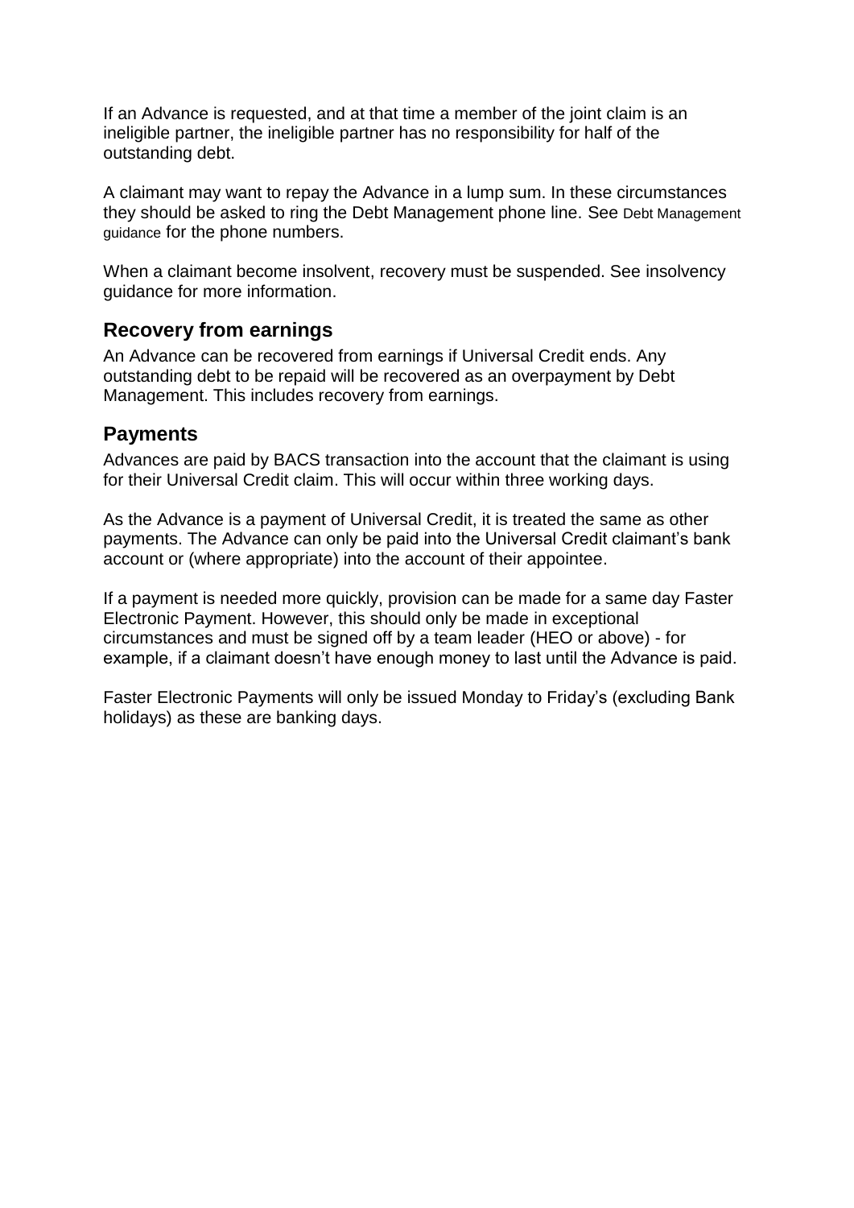If an Advance is requested, and at that time a member of the joint claim is an ineligible partner, the ineligible partner has no responsibility for half of the outstanding debt.

A claimant may want to repay the Advance in a lump sum. In these circumstances they should be asked to ring the Debt Management phone line. See Debt Management guidance for the phone numbers.

When a claimant become insolvent, recovery must be suspended. See insolvency guidance for more information.

## Recovery from earnings

An Advance can be recovered from earnings if Universal Credit ends. Any outstanding debt to be repaid will be recovered as an overpayment by Debt Management. This includes recovery from earnings.

## Payments

Advances are paid by BACS transaction into the account that the claimant is using for their Universal Credit claim. This will occur within three working days.

As the Advance is a payment of Universal Credit, it is treated the same as other payments. The Advance can only be paid into the Universal Credit claimant's bank account or (where appropriate) into the account of their appointee.

If a payment is needed more quickly, provision can be made for a same day Faster Electronic Payment. However, this should only be made in exceptional circumstances and must be signed off by a team leader (HEO or above) - for example, if a claimant doesn't have enough money to last until the Advance is paid.

Faster Electronic Payments will only be issued Monday to Friday's (excluding Bank holidays) as these are banking days.